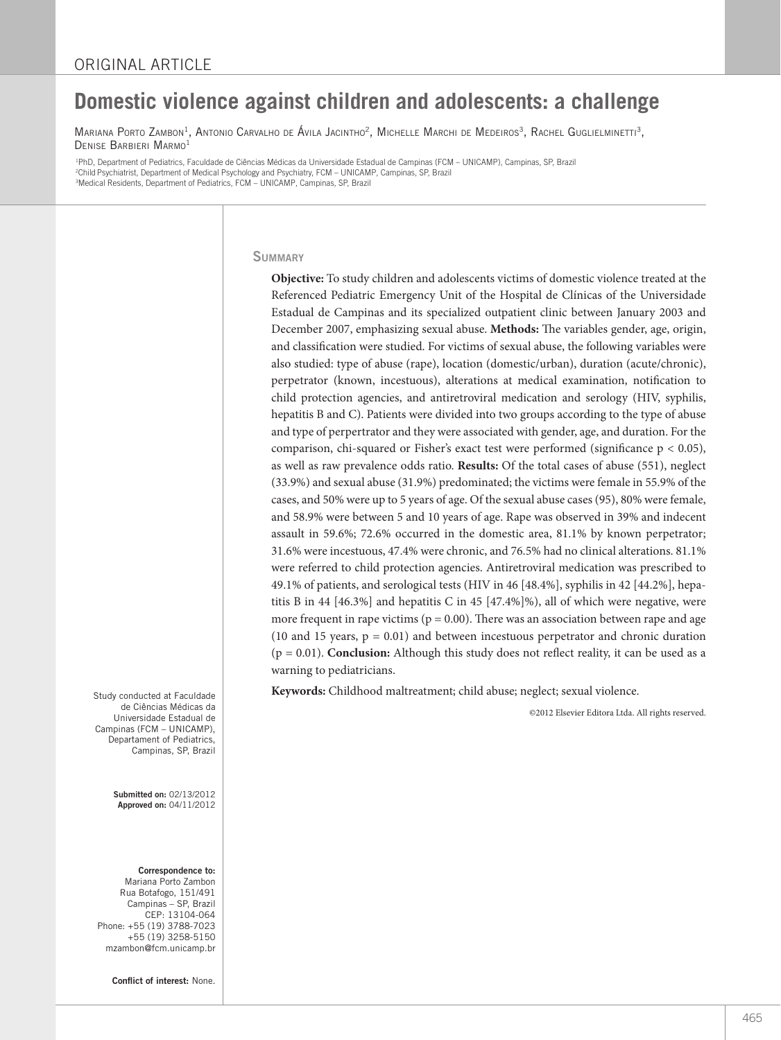ORIGINAL ARTICLE

# Domestic violence against children and adolescents: a challenge

Mariana Porto Zambon[1], Antonio Carvalho de Ávila Jacintho[2], Michelle Marchi de Medeiros[3], Rachel Guglielminetti[3], Denise Barbieri Marmo[1]

[1]PhD, Department of Pediatrics, Faculdade de Ciências Médicas da Universidade Estadual de Campinas (FCM – UNICAMP), Campinas, SP, Brazil
[2]Child Psychiatrist, Department of Medical Psychology and Psychiatry, FCM – UNICAMP, Campinas, SP, Brazil
[3]Medical Residents, Department of Pediatrics, FCM – UNICAMP, Campinas, SP, Brazil

## Summary

**Objective:** To study children and adolescents victims of domestic violence treated at the Referenced Pediatric Emergency Unit of the Hospital de Clínicas of the Universidade Estadual de Campinas and its specialized outpatient clinic between January 2003 and December 2007, emphasizing sexual abuse. **Methods:** The variables gender, age, origin, and classification were studied. For victims of sexual abuse, the following variables were also studied: type of abuse (rape), location (domestic/urban), duration (acute/chronic), perpetrator (known, incestuous), alterations at medical examination, notification to child protection agencies, and antiretroviral medication and serology (HIV, syphilis, hepatitis B and C). Patients were divided into two groups according to the type of abuse and type of perpertrator and they were associated with gender, age, and duration. For the comparison, chi-squared or Fisher's exact test were performed (significance $p < 0.05$), as well as raw prevalence odds ratio. **Results:** Of the total cases of abuse (551), neglect (33.9%) and sexual abuse (31.9%) predominated; the victims were female in 55.9% of the cases, and 50% were up to 5 years of age. Of the sexual abuse cases (95), 80% were female, and 58.9% were between 5 and 10 years of age. Rape was observed in 39% and indecent assault in 59.6%; 72.6% occurred in the domestic area, 81.1% by known perpetrator; 31.6% were incestuous, 47.4% were chronic, and 76.5% had no clinical alterations. 81.1% were referred to child protection agencies. Antiretroviral medication was prescribed to 49.1% of patients, and serological tests (HIV in 46 [48.4%], syphilis in 42 [44.2%], hepatitis B in 44 [46.3%] and hepatitis C in 45 [47.4%]%), all of which were negative, were more frequent in rape victims ($p = 0.00$). There was an association between rape and age (10 and 15 years, $p = 0.01$) and between incestuous perpetrator and chronic duration ($p = 0.01$). **Conclusion:** Although this study does not reflect reality, it can be used as a warning to pediatricians.

**Keywords:** Childhood maltreatment; child abuse; neglect; sexual violence.

©2012 Elsevier Editora Ltda. All rights reserved.

Study conducted at Faculdade de Ciências Médicas da Universidade Estadual de Campinas (FCM – UNICAMP), Departament of Pediatrics, Campinas, SP, Brazil

**Submitted on:** 02/13/2012
**Approved on:** 04/11/2012

**Correspondence to:**
Mariana Porto Zambon
Rua Botafogo, 151/491
Campinas – SP, Brazil
CEP: 13104-064
Phone: +55 (19) 3788-7023
+55 (19) 3258-5150
mzambon@fcm.unicamp.br

**Conflict of interest:** None.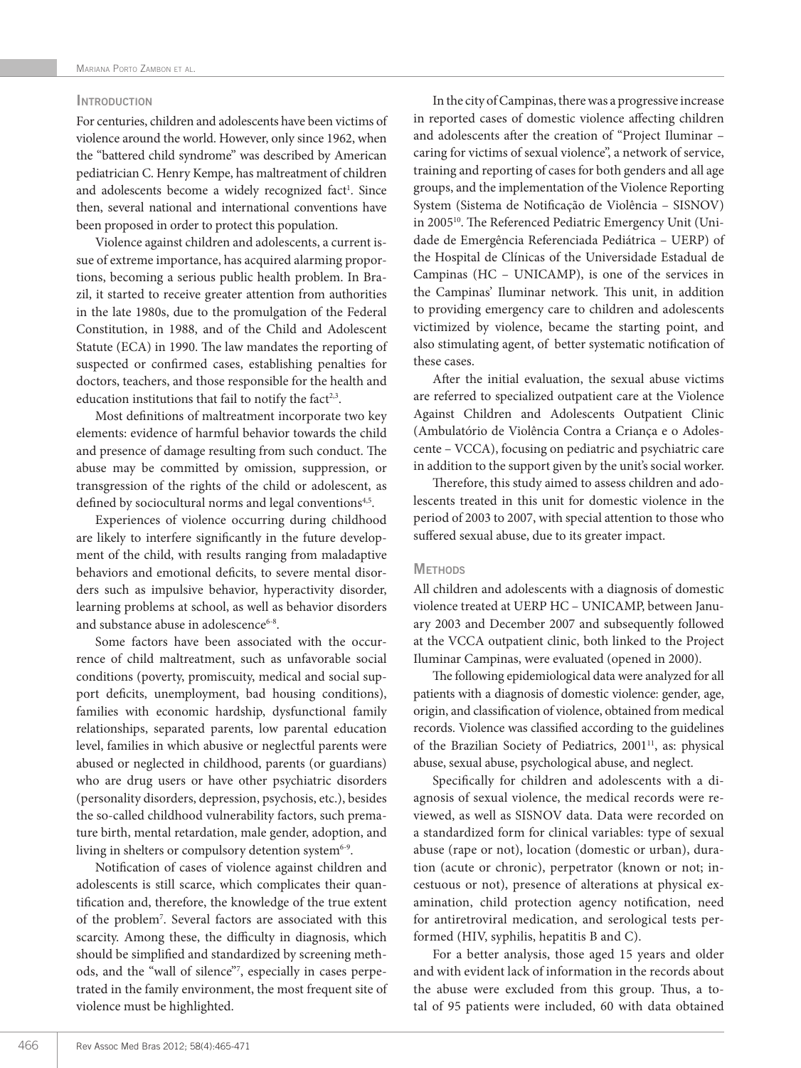## Introduction

For centuries, children and adolescents have been victims of violence around the world. However, only since 1962, when the "battered child syndrome" was described by American pediatrician C. Henry Kempe, has maltreatment of children and adolescents become a widely recognized fact[1]. Since then, several national and international conventions have been proposed in order to protect this population.

Violence against children and adolescents, a current issue of extreme importance, has acquired alarming proportions, becoming a serious public health problem. In Brazil, it started to receive greater attention from authorities in the late 1980s, due to the promulgation of the Federal Constitution, in 1988, and of the Child and Adolescent Statute (ECA) in 1990. The law mandates the reporting of suspected or confirmed cases, establishing penalties for doctors, teachers, and those responsible for the health and education institutions that fail to notify the fact[2,3].

Most definitions of maltreatment incorporate two key elements: evidence of harmful behavior towards the child and presence of damage resulting from such conduct. The abuse may be committed by omission, suppression, or transgression of the rights of the child or adolescent, as defined by sociocultural norms and legal conventions[4,5].

Experiences of violence occurring during childhood are likely to interfere significantly in the future development of the child, with results ranging from maladaptive behaviors and emotional deficits, to severe mental disorders such as impulsive behavior, hyperactivity disorder, learning problems at school, as well as behavior disorders and substance abuse in adolescence[6-8].

Some factors have been associated with the occurrence of child maltreatment, such as unfavorable social conditions (poverty, promiscuity, medical and social support deficits, unemployment, bad housing conditions), families with economic hardship, dysfunctional family relationships, separated parents, low parental education level, families in which abusive or neglectful parents were abused or neglected in childhood, parents (or guardians) who are drug users or have other psychiatric disorders (personality disorders, depression, psychosis, etc.), besides the so-called childhood vulnerability factors, such premature birth, mental retardation, male gender, adoption, and living in shelters or compulsory detention system[6-9].

Notification of cases of violence against children and adolescents is still scarce, which complicates their quantification and, therefore, the knowledge of the true extent of the problem[7]. Several factors are associated with this scarcity. Among these, the difficulty in diagnosis, which should be simplified and standardized by screening methods, and the "wall of silence"[7], especially in cases perpetrated in the family environment, the most frequent site of violence must be highlighted.

In the city of Campinas, there was a progressive increase in reported cases of domestic violence affecting children and adolescents after the creation of "Project Iluminar – caring for victims of sexual violence", a network of service, training and reporting of cases for both genders and all age groups, and the implementation of the Violence Reporting System (Sistema de Notificação de Violência – SISNOV) in 2005[10]. The Referenced Pediatric Emergency Unit (Unidade de Emergência Referenciada Pediátrica – UERP) of the Hospital de Clínicas of the Universidade Estadual de Campinas (HC – UNICAMP), is one of the services in the Campinas' Iluminar network. This unit, in addition to providing emergency care to children and adolescents victimized by violence, became the starting point, and also stimulating agent, of better systematic notification of these cases.

After the initial evaluation, the sexual abuse victims are referred to specialized outpatient care at the Violence Against Children and Adolescents Outpatient Clinic (Ambulatório de Violência Contra a Criança e o Adolescente – VCCA), focusing on pediatric and psychiatric care in addition to the support given by the unit's social worker.

Therefore, this study aimed to assess children and adolescents treated in this unit for domestic violence in the period of 2003 to 2007, with special attention to those who suffered sexual abuse, due to its greater impact.

## Methods

All children and adolescents with a diagnosis of domestic violence treated at UERP HC – UNICAMP, between January 2003 and December 2007 and subsequently followed at the VCCA outpatient clinic, both linked to the Project Iluminar Campinas, were evaluated (opened in 2000).

The following epidemiological data were analyzed for all patients with a diagnosis of domestic violence: gender, age, origin, and classification of violence, obtained from medical records. Violence was classified according to the guidelines of the Brazilian Society of Pediatrics, 2001[11], as: physical abuse, sexual abuse, psychological abuse, and neglect.

Specifically for children and adolescents with a diagnosis of sexual violence, the medical records were reviewed, as well as SISNOV data. Data were recorded on a standardized form for clinical variables: type of sexual abuse (rape or not), location (domestic or urban), duration (acute or chronic), perpetrator (known or not; incestuous or not), presence of alterations at physical examination, child protection agency notification, need for antiretroviral medication, and serological tests performed (HIV, syphilis, hepatitis B and C).

For a better analysis, those aged 15 years and older and with evident lack of information in the records about the abuse were excluded from this group. Thus, a total of 95 patients were included, 60 with data obtained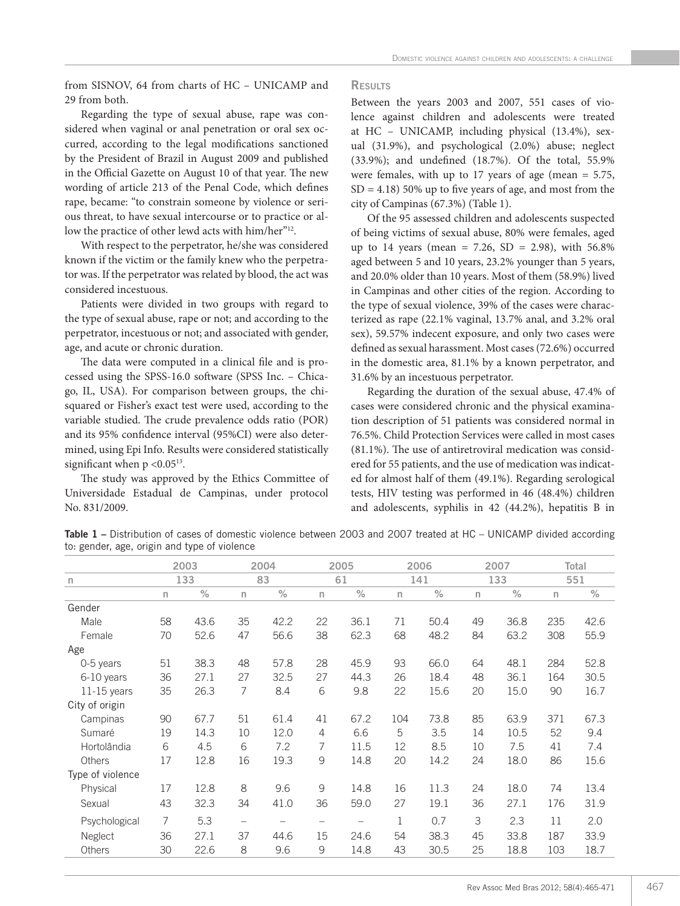from SISNOV, 64 from charts of HC – UNICAMP and 29 from both.

Regarding the type of sexual abuse, rape was considered when vaginal or anal penetration or oral sex occurred, according to the legal modifications sanctioned by the President of Brazil in August 2009 and published in the Official Gazette on August 10 of that year. The new wording of article 213 of the Penal Code, which defines rape, became: "to constrain someone by violence or serious threat, to have sexual intercourse or to practice or allow the practice of other lewd acts with him/her"[12].

With respect to the perpetrator, he/she was considered known if the victim or the family knew who the perpetrator was. If the perpetrator was related by blood, the act was considered incestuous.

Patients were divided in two groups with regard to the type of sexual abuse, rape or not; and according to the perpetrator, incestuous or not; and associated with gender, age, and acute or chronic duration.

The data were computed in a clinical file and is processed using the SPSS-16.0 software (SPSS Inc. – Chicago, IL, USA). For comparison between groups, the chi-squared or Fisher's exact test were used, according to the variable studied. The crude prevalence odds ratio (POR) and its 95% confidence interval (95%CI) were also determined, using Epi Info. Results were considered statistically significant when $p < 0.05$[13].

The study was approved by the Ethics Committee of Universidade Estadual de Campinas, under protocol No. 831/2009.

## Results

Between the years 2003 and 2007, 551 cases of violence against children and adolescents were treated at HC – UNICAMP, including physical (13.4%), sexual (31.9%), and psychological (2.0%) abuse; neglect (33.9%); and undefined (18.7%). Of the total, 55.9% were females, with up to 17 years of age (mean = 5.75, SD = 4.18) 50% up to five years of age, and most from the city of Campinas (67.3%) (Table 1).

Of the 95 assessed children and adolescents suspected of being victims of sexual abuse, 80% were females, aged up to 14 years (mean = 7.26, SD = 2.98), with 56.8% aged between 5 and 10 years, 23.2% younger than 5 years, and 20.0% older than 10 years. Most of them (58.9%) lived in Campinas and other cities of the region. According to the type of sexual violence, 39% of the cases were characterized as rape (22.1% vaginal, 13.7% anal, and 3.2% oral sex), 59.57% indecent exposure, and only two cases were defined as sexual harassment. Most cases (72.6%) occurred in the domestic area, 81.1% by a known perpetrator, and 31.6% by an incestuous perpetrator.

Regarding the duration of the sexual abuse, 47.4% of cases were considered chronic and the physical examination description of 51 patients was considered normal in 76.5%. Child Protection Services were called in most cases (81.1%). The use of antiretroviral medication was considered for 55 patients, and the use of medication was indicated for almost half of them (49.1%). Regarding serological tests, HIV testing was performed in 46 (48.4%) children and adolescents, syphilis in 42 (44.2%), hepatitis B in

**Table 1 –** Distribution of cases of domestic violence between 2003 and 2007 treated at HC – UNICAMP divided according to: gender, age, origin and type of violence

| | 2003 | | 2004 | | 2005 | | 2006 | | 2007 | | Total | |
|---|---|---|---|---|---|---|---|---|---|---|---|---|
| n | 133 | | 83 | | 61 | | 141 | | 133 | | 551 | |
| | n | % | n | % | n | % | n | % | n | % | n | % |
| Gender | | | | | | | | | | | | |
| Male | 58 | 43.6 | 35 | 42.2 | 22 | 36.1 | 71 | 50.4 | 49 | 36.8 | 235 | 42.6 |
| Female | 70 | 52.6 | 47 | 56.6 | 38 | 62.3 | 68 | 48.2 | 84 | 63.2 | 308 | 55.9 |
| Age | | | | | | | | | | | | |
| 0-5 years | 51 | 38.3 | 48 | 57.8 | 28 | 45.9 | 93 | 66.0 | 64 | 48.1 | 284 | 52.8 |
| 6-10 years | 36 | 27.1 | 27 | 32.5 | 27 | 44.3 | 26 | 18.4 | 48 | 36.1 | 164 | 30.5 |
| 11-15 years | 35 | 26.3 | 7 | 8.4 | 6 | 9.8 | 22 | 15.6 | 20 | 15.0 | 90 | 16.7 |
| City of origin | | | | | | | | | | | | |
| Campinas | 90 | 67.7 | 51 | 61.4 | 41 | 67.2 | 104 | 73.8 | 85 | 63.9 | 371 | 67.3 |
| Sumaré | 19 | 14.3 | 10 | 12.0 | 4 | 6.6 | 5 | 3.5 | 14 | 10.5 | 52 | 9.4 |
| Hortolândia | 6 | 4.5 | 6 | 7.2 | 7 | 11.5 | 12 | 8.5 | 10 | 7.5 | 41 | 7.4 |
| Others | 17 | 12.8 | 16 | 19.3 | 9 | 14.8 | 20 | 14.2 | 24 | 18.0 | 86 | 15.6 |
| Type of violence | | | | | | | | | | | | |
| Physical | 17 | 12.8 | 8 | 9.6 | 9 | 14.8 | 16 | 11.3 | 24 | 18.0 | 74 | 13.4 |
| Sexual | 43 | 32.3 | 34 | 41.0 | 36 | 59.0 | 27 | 19.1 | 36 | 27.1 | 176 | 31.9 |
| Psychological | 7 | 5.3 | – | – | – | – | 1 | 0.7 | 3 | 2.3 | 11 | 2.0 |
| Neglect | 36 | 27.1 | 37 | 44.6 | 15 | 24.6 | 54 | 38.3 | 45 | 33.8 | 187 | 33.9 |
| Others | 30 | 22.6 | 8 | 9.6 | 9 | 14.8 | 43 | 30.5 | 25 | 18.8 | 103 | 18.7 |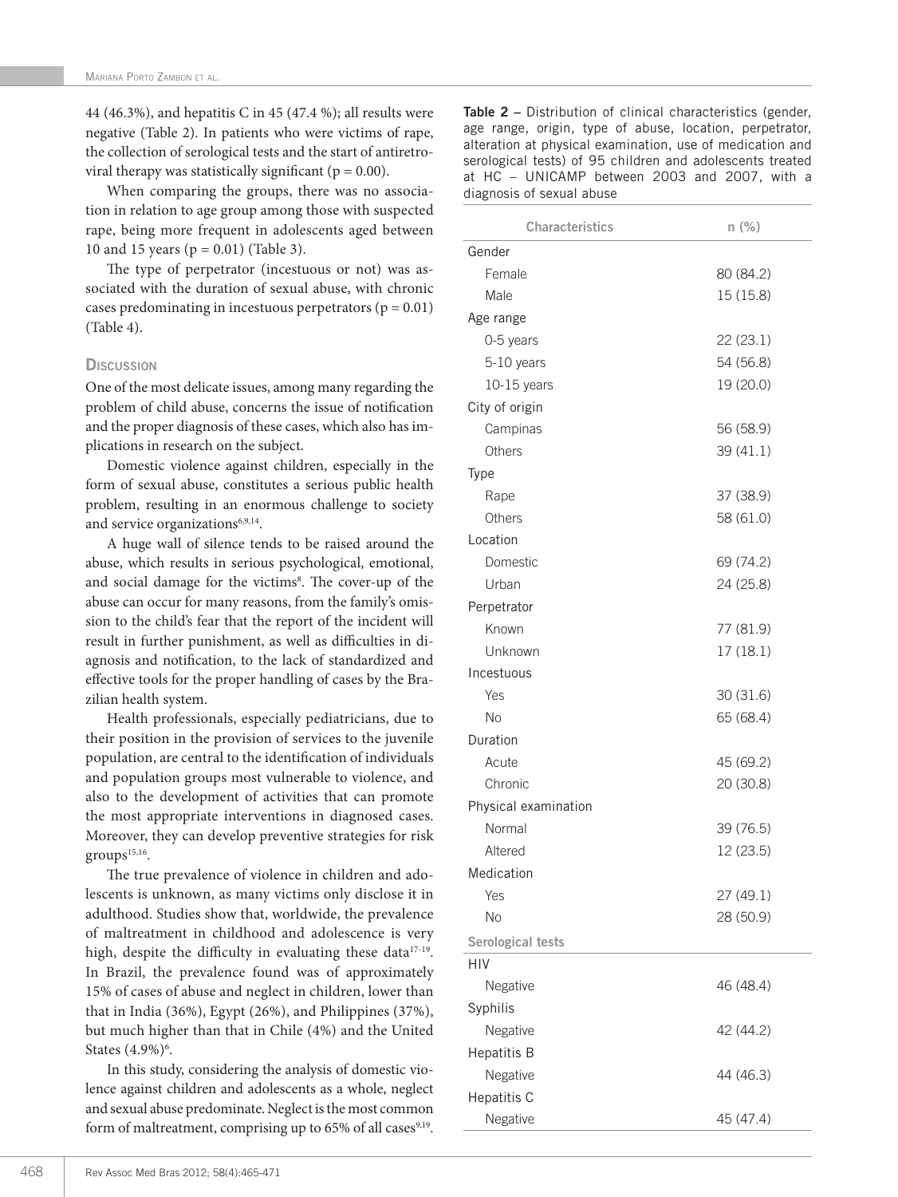44 (46.3%), and hepatitis C in 45 (47.4 %); all results were negative (Table 2). In patients who were victims of rape, the collection of serological tests and the start of antiretroviral therapy was statistically significant ($p = 0.00$).

When comparing the groups, there was no association in relation to age group among those with suspected rape, being more frequent in adolescents aged between 10 and 15 years ($p = 0.01$) (Table 3).

The type of perpetrator (incestuous or not) was associated with the duration of sexual abuse, with chronic cases predominating in incestuous perpetrators ($p = 0.01$) (Table 4).

## Discussion

One of the most delicate issues, among many regarding the problem of child abuse, concerns the issue of notification and the proper diagnosis of these cases, which also has implications in research on the subject.

Domestic violence against children, especially in the form of sexual abuse, constitutes a serious public health problem, resulting in an enormous challenge to society and service organizations[6,9,14].

A huge wall of silence tends to be raised around the abuse, which results in serious psychological, emotional, and social damage for the victims[8]. The cover-up of the abuse can occur for many reasons, from the family's omission to the child's fear that the report of the incident will result in further punishment, as well as difficulties in diagnosis and notification, to the lack of standardized and effective tools for the proper handling of cases by the Brazilian health system.

Health professionals, especially pediatricians, due to their position in the provision of services to the juvenile population, are central to the identification of individuals and population groups most vulnerable to violence, and also to the development of activities that can promote the most appropriate interventions in diagnosed cases. Moreover, they can develop preventive strategies for risk groups[15,16].

The true prevalence of violence in children and adolescents is unknown, as many victims only disclose it in adulthood. Studies show that, worldwide, the prevalence of maltreatment in childhood and adolescence is very high, despite the difficulty in evaluating these data[17-19]. In Brazil, the prevalence found was of approximately 15% of cases of abuse and neglect in children, lower than that in India (36%), Egypt (26%), and Philippines (37%), but much higher than that in Chile (4%) and the United States (4.9%)[6].

In this study, considering the analysis of domestic violence against children and adolescents as a whole, neglect and sexual abuse predominate. Neglect is the most common form of maltreatment, comprising up to 65% of all cases[9,19].

**Table 2** – Distribution of clinical characteristics (gender, age range, origin, type of abuse, location, perpetrator, alteration at physical examination, use of medication and serological tests) of 95 children and adolescents treated at HC – UNICAMP between 2003 and 2007, with a diagnosis of sexual abuse

| Characteristics | n (%) |
|---|---|
| Gender | |
| Female | 80 (84.2) |
| Male | 15 (15.8) |
| Age range | |
| 0-5 years | 22 (23.1) |
| 5-10 years | 54 (56.8) |
| 10-15 years | 19 (20.0) |
| City of origin | |
| Campinas | 56 (58.9) |
| Others | 39 (41.1) |
| Type | |
| Rape | 37 (38.9) |
| Others | 58 (61.0) |
| Location | |
| Domestic | 69 (74.2) |
| Urban | 24 (25.8) |
| Perpetrator | |
| Known | 77 (81.9) |
| Unknown | 17 (18.1) |
| Incestuous | |
| Yes | 30 (31.6) |
| No | 65 (68.4) |
| Duration | |
| Acute | 45 (69.2) |
| Chronic | 20 (30.8) |
| Physical examination | |
| Normal | 39 (76.5) |
| Altered | 12 (23.5) |
| Medication | |
| Yes | 27 (49.1) |
| No | 28 (50.9) |
| **Serological tests** | |
| HIV | |
| Negative | 46 (48.4) |
| Syphilis | |
| Negative | 42 (44.2) |
| Hepatitis B | |
| Negative | 44 (46.3) |
| Hepatitis C | |
| Negative | 45 (47.4) |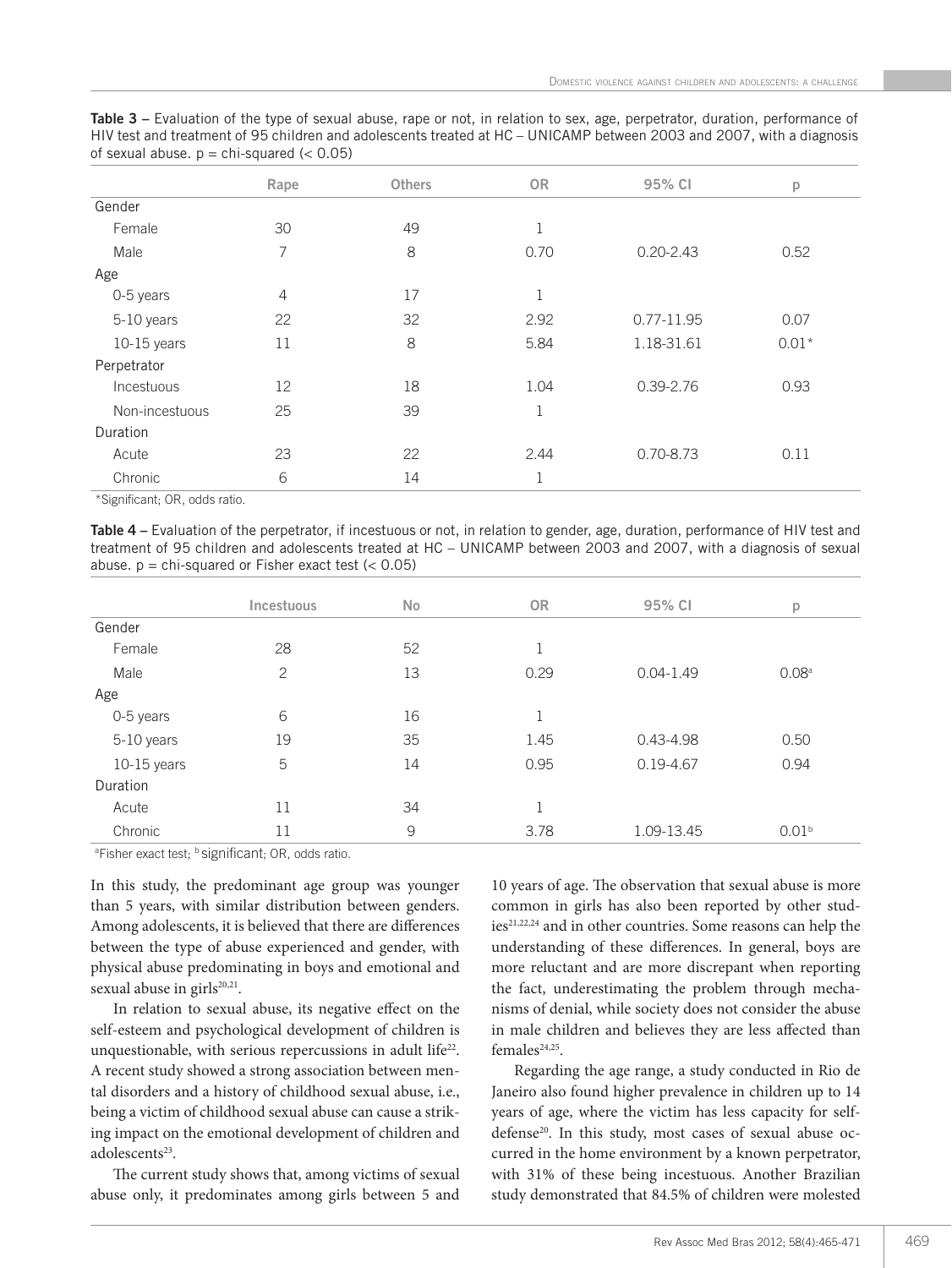**Table 3 –** Evaluation of the type of sexual abuse, rape or not, in relation to sex, age, perpetrator, duration, performance of HIV test and treatment of 95 children and adolescents treated at HC – UNICAMP between 2003 and 2007, with a diagnosis of sexual abuse. p = chi-squared (< 0.05)

| | Rape | Others | OR | 95% CI | p |
|---|---|---|---|---|---|
| Gender | | | | | |
| Female | 30 | 49 | 1 | | |
| Male | 7 | 8 | 0.70 | 0.20-2.43 | 0.52 |
| Age | | | | | |
| 0-5 years | 4 | 17 | 1 | | |
| 5-10 years | 22 | 32 | 2.92 | 0.77-11.95 | 0.07 |
| 10-15 years | 11 | 8 | 5.84 | 1.18-31.61 | 0.01* |
| Perpetrator | | | | | |
| Incestuous | 12 | 18 | 1.04 | 0.39-2.76 | 0.93 |
| Non-incestuous | 25 | 39 | 1 | | |
| Duration | | | | | |
| Acute | 23 | 22 | 2.44 | 0.70-8.73 | 0.11 |
| Chronic | 6 | 14 | 1 | | |

*Significant; OR, odds ratio.

**Table 4 –** Evaluation of the perpetrator, if incestuous or not, in relation to gender, age, duration, performance of HIV test and treatment of 95 children and adolescents treated at HC – UNICAMP between 2003 and 2007, with a diagnosis of sexual abuse. p = chi-squared or Fisher exact test (< 0.05)

| | Incestuous | No | OR | 95% CI | p |
|---|---|---|---|---|---|
| Gender | | | | | |
| Female | 28 | 52 | 1 | | |
| Male | 2 | 13 | 0.29 | 0.04-1.49 | 0.08[a] |
| Age | | | | | |
| 0-5 years | 6 | 16 | 1 | | |
| 5-10 years | 19 | 35 | 1.45 | 0.43-4.98 | 0.50 |
| 10-15 years | 5 | 14 | 0.95 | 0.19-4.67 | 0.94 |
| Duration | | | | | |
| Acute | 11 | 34 | 1 | | |
| Chronic | 11 | 9 | 3.78 | 1.09-13.45 | 0.01[b] |

[a]Fisher exact test; [b]significant; OR, odds ratio.

In this study, the predominant age group was younger than 5 years, with similar distribution between genders. Among adolescents, it is believed that there are differences between the type of abuse experienced and gender, with physical abuse predominating in boys and emotional and sexual abuse in girls[20,21].

In relation to sexual abuse, its negative effect on the self-esteem and psychological development of children is unquestionable, with serious repercussions in adult life[22]. A recent study showed a strong association between mental disorders and a history of childhood sexual abuse, i.e., being a victim of childhood sexual abuse can cause a striking impact on the emotional development of children and adolescents[23].

The current study shows that, among victims of sexual abuse only, it predominates among girls between 5 and 10 years of age. The observation that sexual abuse is more common in girls has also been reported by other studies[21,22,24] and in other countries. Some reasons can help the understanding of these differences. In general, boys are more reluctant and are more discrepant when reporting the fact, underestimating the problem through mechanisms of denial, while society does not consider the abuse in male children and believes they are less affected than females[24,25].

Regarding the age range, a study conducted in Rio de Janeiro also found higher prevalence in children up to 14 years of age, where the victim has less capacity for self-defense[20]. In this study, most cases of sexual abuse occurred in the home environment by a known perpetrator, with 31% of these being incestuous. Another Brazilian study demonstrated that 84.5% of children were molested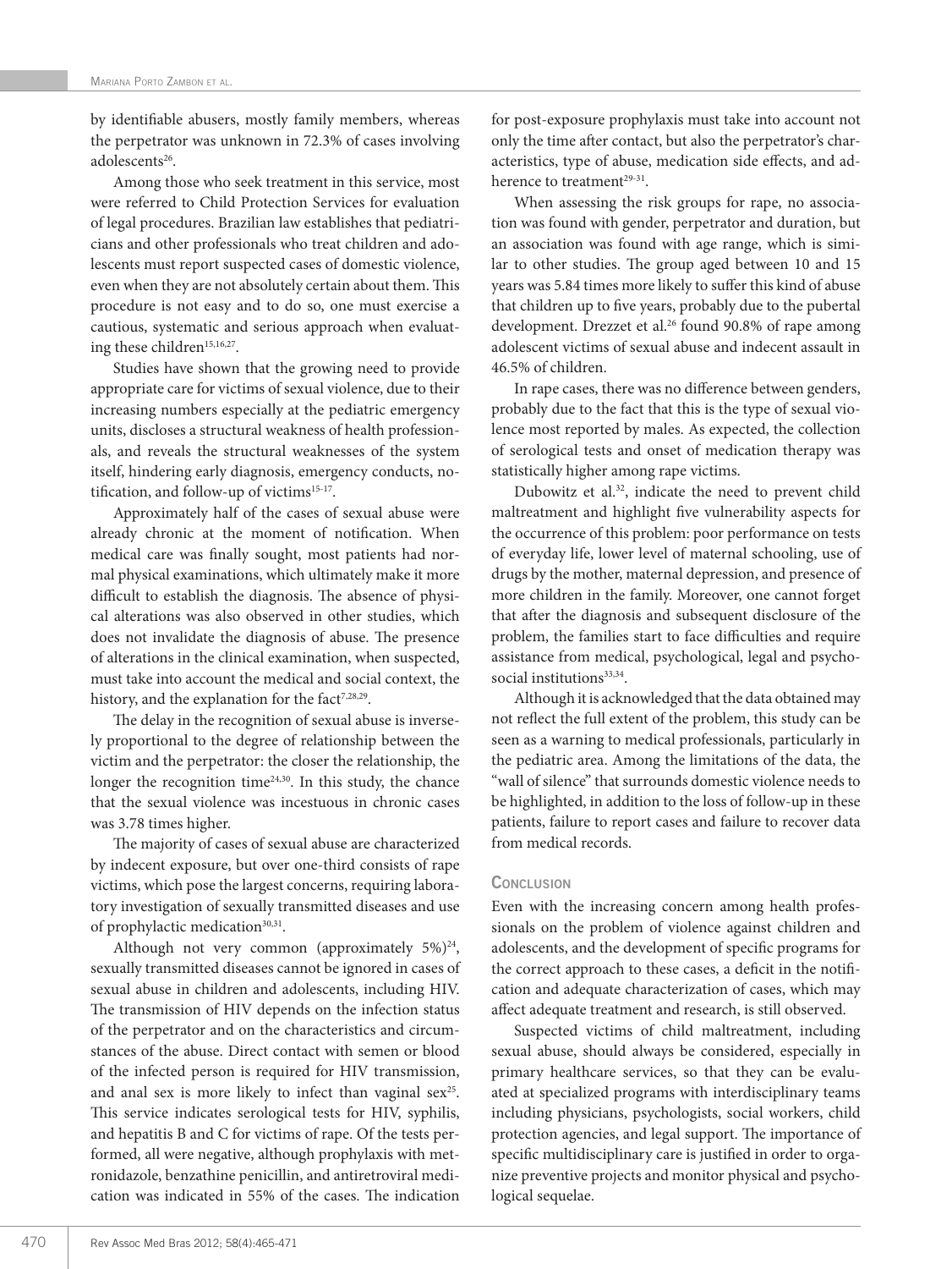by identifiable abusers, mostly family members, whereas the perpetrator was unknown in 72.3% of cases involving adolescents[26].

Among those who seek treatment in this service, most were referred to Child Protection Services for evaluation of legal procedures. Brazilian law establishes that pediatricians and other professionals who treat children and adolescents must report suspected cases of domestic violence, even when they are not absolutely certain about them. This procedure is not easy and to do so, one must exercise a cautious, systematic and serious approach when evaluating these children[15,16,27].

Studies have shown that the growing need to provide appropriate care for victims of sexual violence, due to their increasing numbers especially at the pediatric emergency units, discloses a structural weakness of health professionals, and reveals the structural weaknesses of the system itself, hindering early diagnosis, emergency conducts, notification, and follow-up of victims[15-17].

Approximately half of the cases of sexual abuse were already chronic at the moment of notification. When medical care was finally sought, most patients had normal physical examinations, which ultimately make it more difficult to establish the diagnosis. The absence of physical alterations was also observed in other studies, which does not invalidate the diagnosis of abuse. The presence of alterations in the clinical examination, when suspected, must take into account the medical and social context, the history, and the explanation for the fact[7,28,29].

The delay in the recognition of sexual abuse is inversely proportional to the degree of relationship between the victim and the perpetrator: the closer the relationship, the longer the recognition time[24,30]. In this study, the chance that the sexual violence was incestuous in chronic cases was 3.78 times higher.

The majority of cases of sexual abuse are characterized by indecent exposure, but over one-third consists of rape victims, which pose the largest concerns, requiring laboratory investigation of sexually transmitted diseases and use of prophylactic medication[30,31].

Although not very common (approximately 5%)[24], sexually transmitted diseases cannot be ignored in cases of sexual abuse in children and adolescents, including HIV. The transmission of HIV depends on the infection status of the perpetrator and on the characteristics and circumstances of the abuse. Direct contact with semen or blood of the infected person is required for HIV transmission, and anal sex is more likely to infect than vaginal sex[25]. This service indicates serological tests for HIV, syphilis, and hepatitis B and C for victims of rape. Of the tests performed, all were negative, although prophylaxis with metronidazole, benzathine penicillin, and antiretroviral medication was indicated in 55% of the cases. The indication for post-exposure prophylaxis must take into account not only the time after contact, but also the perpetrator's characteristics, type of abuse, medication side effects, and adherence to treatment[29-31].

When assessing the risk groups for rape, no association was found with gender, perpetrator and duration, but an association was found with age range, which is similar to other studies. The group aged between 10 and 15 years was 5.84 times more likely to suffer this kind of abuse that children up to five years, probably due to the pubertal development. Drezzet et al.[26] found 90.8% of rape among adolescent victims of sexual abuse and indecent assault in 46.5% of children.

In rape cases, there was no difference between genders, probably due to the fact that this is the type of sexual violence most reported by males. As expected, the collection of serological tests and onset of medication therapy was statistically higher among rape victims.

Dubowitz et al.[32], indicate the need to prevent child maltreatment and highlight five vulnerability aspects for the occurrence of this problem: poor performance on tests of everyday life, lower level of maternal schooling, use of drugs by the mother, maternal depression, and presence of more children in the family. Moreover, one cannot forget that after the diagnosis and subsequent disclosure of the problem, the families start to face difficulties and require assistance from medical, psychological, legal and psychosocial institutions[33,34].

Although it is acknowledged that the data obtained may not reflect the full extent of the problem, this study can be seen as a warning to medical professionals, particularly in the pediatric area. Among the limitations of the data, the "wall of silence" that surrounds domestic violence needs to be highlighted, in addition to the loss of follow-up in these patients, failure to report cases and failure to recover data from medical records.

## Conclusion

Even with the increasing concern among health professionals on the problem of violence against children and adolescents, and the development of specific programs for the correct approach to these cases, a deficit in the notification and adequate characterization of cases, which may affect adequate treatment and research, is still observed.

Suspected victims of child maltreatment, including sexual abuse, should always be considered, especially in primary healthcare services, so that they can be evaluated at specialized programs with interdisciplinary teams including physicians, psychologists, social workers, child protection agencies, and legal support. The importance of specific multidisciplinary care is justified in order to organize preventive projects and monitor physical and psychological sequelae.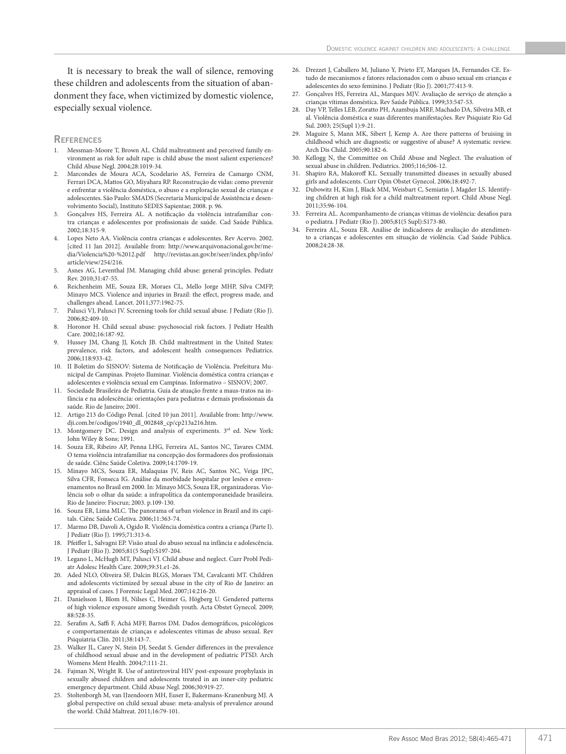It is necessary to break the wall of silence, removing these children and adolescents from the situation of abandonment they face, when victimized by domestic violence, especially sexual violence.

## References

1. Messman-Moore T, Brown AL. Child maltreatment and perceived family environment as risk for adult rape: is child abuse the most salient experiences? Child Abuse Negl. 2004;28:1019-34.
2. Marcondes de Moura ACA, Scodelario AS, Ferreira de Camargo CNM, Ferrari DCA, Mattos GO, Miyahara RP. Reconstrução de vidas: como prevenir e enfrentar a violência doméstica, o abuso e a exploração sexual de crianças e adolescentes. São Paulo: SMADS (Secretaria Municipal de Assistência e desenvolvimento Social), Instituto SEDES Sapientae; 2008. p. 96.
3. Gonçalves HS, Ferreira AL. A notificação da violência intrafamiliar contra crianças e adolescentes por profissionais de saúde. Cad Saúde Pública. 2002;18:315-9.
4. Lopes Neto AA. Violência contra crianças e adolescentes. Rev Acervo. 2002. [cited 11 Jan 2012]. Available from: http://www.arquivonacional.gov.br/media/Violencia%20-%2012.pdf http://revistas.an.gov.br/seer/index.php/info/article/view/254/216.
5. Asnes AG, Leventhal JM. Managing child abuse: general principles. Pediatr Rev. 2010;31:47-55.
6. Reichenheim ME, Souza ER, Moraes CL, Mello Jorge MHP, Silva CMFP, Minayo MCS. Violence and injuries in Brazil: the effect, progress made, and challenges ahead. Lancet. 2011;377:1962-75.
7. Palusci VJ, Palusci JV. Screening tools for child sexual abuse. J Pediatr (Rio J). 2006;82:409-10.
8. Horonor H. Child sexual abuse: psychosocial risk factors. J Pediatr Health Care. 2002;16:187-92.
9. Hussey JM, Chang JJ, Kotch JB. Child maltreatment in the United States: prevalence, risk factors, and adolescent health consequences Pediatrics. 2006;118:933-42.
10. II Boletim do SISNOV: Sistema de Notificação de Violência. Prefeitura Municipal de Campinas. Projeto Iluminar. Violência doméstica contra crianças e adolescentes e violência sexual em Campinas. Informativo – SISNOV; 2007.
11. Sociedade Brasileira de Pediatria. Guia de atuação frente a maus-tratos na infância e na adolescência: orientações para pediatras e demais profissionais da saúde. Rio de Janeiro; 2001.
12. Artigo 213 do Código Penal. [cited 10 jun 2011]. Available from: http://www.dji.com.br/codigos/1940_dl_002848_cp/cp213a216.htm.
13. Montgomery DC. Design and analysis of experiments. 3rd ed. New York: John Wiley & Sons; 1991.
14. Souza ER, Ribeiro AP, Penna LHG, Ferreira AL, Santos NC, Tavares CMM. O tema violência intrafamiliar na concepção dos formadores dos profissionais de saúde. Ciênc Saúde Coletiva. 2009;14:1709-19.
15. Minayo MCS, Souza ER, Malaquias JV, Reis AC, Santos NC, Veiga JPC, Silva CFR, Fonseca IG. Análise da morbidade hospitalar por lesões e envenenamentos no Brasil em 2000. In: Minayo MCS, Souza ER, organizadoras. Violência sob o olhar da saúde: a infrapolítica da contemporaneidade brasileira. Rio de Janeiro: Fiocruz; 2003. p.109-130.
16. Souza ER, Lima MLC. The panorama of urban violence in Brazil and its capitals. Ciênc Saúde Coletiva. 2006;11:363-74.
17. Marmo DB, Davoli A, Ogido R. Violência doméstica contra a criança (Parte I). J Pediatr (Rio J). 1995;71:313-6.
18. Pfeiffer L, Salvagni EP. Visão atual do abuso sexual na infância e adolescência. J Pediatr (Rio J). 2005;81(5 Supl):S197-204.
19. Legano L, McHugh MT, Palusci VJ. Child abuse and neglect. Curr Probl Pediatr Adolesc Health Care. 2009;39:31.e1-26.
20. Aded NLO, Oliveira SF, Dalcin BLGS, Moraes TM, Cavalcanti MT. Children and adolescents victimized by sexual abuse in the city of Rio de Janeiro: an appraisal of cases. J Forensic Legal Med. 2007;14:216-20.
21. Danielsson I, Blom H, Nilses C, Heimer G, Högberg U. Gendered patterns of high violence exposure among Swedish youth. Acta Obstet Gynecol. 2009; 88:528-35.
22. Serafim A, Saffi F, Achá MFF, Barros DM. Dados demográficos, psicológicos e comportamentais de crianças e adolescentes vítimas de abuso sexual. Rev Psiquiatria Clín. 2011;38:143-7.
23. Walker JL, Carey N, Stein DJ, Seedat S. Gender differences in the prevalence of childhood sexual abuse and in the development of pediatric PTSD. Arch Womens Ment Health. 2004;7:111-21.
24. Fajman N, Wright R. Use of antiretroviral HIV post-exposure prophylaxis in sexually abused children and adolescents treated in an inner-city pediatric emergency department. Child Abuse Negl. 2006;30:919-27.
25. Stoltenborgh M, van IJzendoorn MH, Euser E, Bakermans-Kranenburg MJ. A global perspective on child sexual abuse: meta-analysis of prevalence around the world. Child Maltreat. 2011;16:79-101.
26. Drezzet J, Caballero M, Juliano Y, Prieto ET, Marques JA, Fernandes CE. Estudo de mecanismos e fatores relacionados com o abuso sexual em crianças e adolescentes do sexo feminino. J Pediatr (Rio J). 2001;77:413-9.
27. Gonçalves HS, Ferreira AL, Marques MJV. Avaliação de serviço de atenção a crianças vítimas doméstica. Rev Saúde Pública. 1999;33:547-53.
28. Day VP, Telles LEB, Zoratto PH, Azambuja MRF, Machado DA, Silveira MB, et al. Violência doméstica e suas diferentes manifestações. Rev Psiquiatr Rio Gd Sul. 2003; 25(Supl 1):9-21.
29. Maguire S, Mann MK, Sibert J, Kemp A. Are there patterns of bruising in childhood which are diagnostic or suggestive of abuse? A systematic review. Arch Dis Child. 2005;90:182-6.
30. Kellogg N, the Committee on Child Abuse and Neglect. The evaluation of sexual abuse in children. Pediatrics. 2005;116;506-12.
31. Shapiro RA, Makoroff KL. Sexually transmitted diseases in sexually abused girls and adolescents. Curr Opin Obstet Gynecol. 2006;18:492-7.
32. Dubowitz H, Kim J, Black MM, Weisbart C, Semiatin J, Magder LS. Identifying children at high risk for a child maltreatment report. Child Abuse Negl. 2011;35:96-104.
33. Ferreira AL. Acompanhamento de crianças vítimas de violência: desafios para o pediatra. J Pediatr (Rio J). 2005;81(5 Supl):S173-80.
34. Ferreira AL, Souza ER. Análise de indicadores de avaliação do atendimento a crianças e adolescentes em situação de violência. Cad Saúde Pública. 2008;24:28-38.